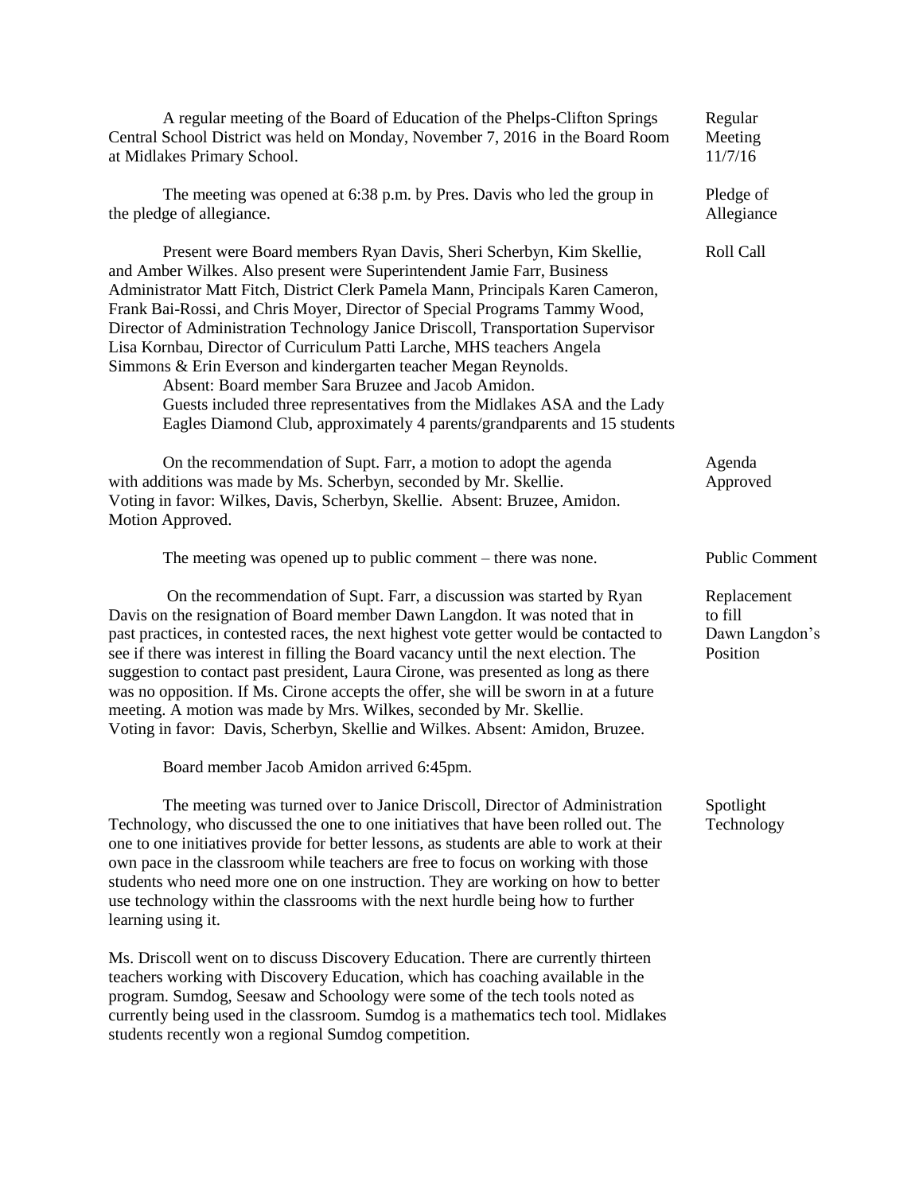A regular meeting of the Board of Education of the Phelps-Clifton Springs Central School District was held on Monday, November 7, 2016 in the Board Room at Midlakes Primary School.

**Regular Meeting 11/7/16**

The meeting was opened at 6:38 p.m. by Pres. Davis who led the group in the pledge of allegiance.

**Pledge of Allegiance**

Present were Board members Ryan Davis, Sheri Scherbyn, Kim Skellie, and Amber Wilkes. Also present were Superintendent Jamie Farr, Business Administrator Matt Fitch, District Clerk Pamela Mann, Principals Karen Cameron, Frank Bai-Rossi, and Chris Moyer, Director of Special Programs Tammy Wood, Director of Administration Technology Janice Driscoll, Transportation Supervisor Lisa Kornbau, Director of Curriculum Patti Larche, MHS teachers Angela Simmons & Erin Everson and kindergarten teacher Megan Reynolds.

**Roll Call**

Absent: Board member Sara Bruzee and Jacob Amidon.

Guests included three representatives from the Midlakes ASA and the Lady Eagles Diamond Club, approximately 4 parents/grandparents and 15 students

On the recommendation of Supt. Farr, a motion to adopt the agenda with additions was made by Ms. Scherbyn, seconded by Mr. Skellie. Voting in favor: Wilkes, Davis, Scherbyn, Skellie. Absent: Bruzee, Amidon. Motion Approved.

**Agenda Approved**

The meeting was opened up to public comment – there was none.

**Public Comment**

On the recommendation of Supt. Farr, a discussion was started by Ryan Davis on the resignation of Board member Dawn Langdon. It was noted that in past practices, in contested races, the next highest vote getter would be contacted to see if there was interest in filling the Board vacancy until the next election. The suggestion to contact past president, Laura Cirone, was presented as long as there was no opposition. If Ms. Cirone accepts the offer, she will be sworn in at a future meeting. A motion was made by Mrs. Wilkes, seconded by Mr. Skellie. Voting in favor: Davis, Scherbyn, Skellie and Wilkes. Absent: Amidon, Bruzee.

**Replacement to fill Dawn Langdon's Position**

Board member Jacob Amidon arrived 6:45pm.

The meeting was turned over to Janice Driscoll, Director of Administration Technology, who discussed the one to one initiatives that have been rolled out. The one to one initiatives provide for better lessons, as students are able to work at their own pace in the classroom while teachers are free to focus on working with those students who need more one on one instruction. They are working on how to better use technology within the classrooms with the next hurdle being how to further learning using it.

**Spotlight Technology**

Ms. Driscoll went on to discuss Discovery Education. There are currently thirteen teachers working with Discovery Education, which has coaching available in the program. Sumdog, Seesaw and Schoology were some of the tech tools noted as currently being used in the classroom. Sumdog is a mathematics tech tool. Midlakes students recently won a regional Sumdog competition.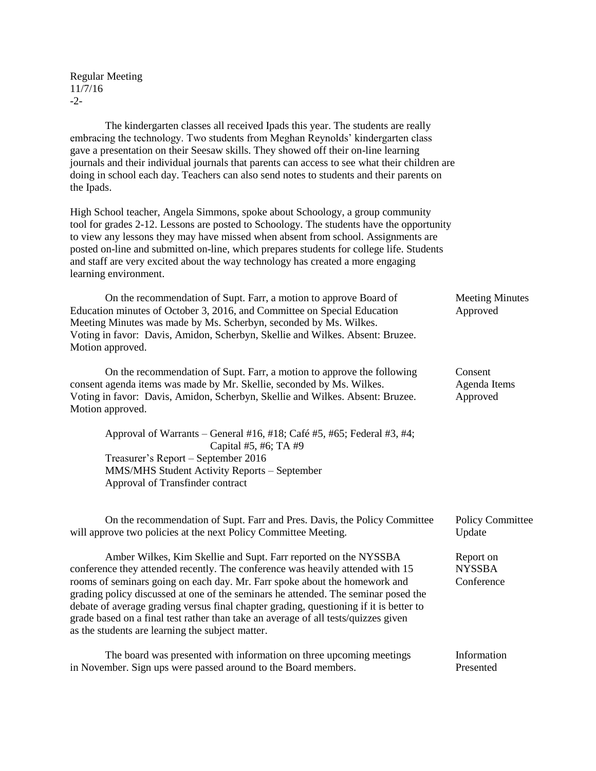The kindergarten classes all received Ipads this year. The students are really embracing the technology. Two students from Meghan Reynolds' kindergarten class gave a presentation on their Seesaw skills. They showed off their on-line learning journals and their individual journals that parents can access to see what their children are doing in school each day. Teachers can also send notes to students and their parents on the Ipads.

High School teacher, Angela Simmons, spoke about Schoology, a group community tool for grades 2-12. Lessons are posted to Schoology. The students have the opportunity to view any lessons they may have missed when absent from school. Assignments are posted on-line and submitted on-line, which prepares students for college life. Students and staff are very excited about the way technology has created a more engaging learning environment.

**Meeting Minutes Approved**

On the recommendation of Supt. Farr, a motion to approve Board of Education minutes of October 3, 2016, and Committee on Special Education Meeting Minutes was made by Ms. Scherbyn, seconded by Ms. Wilkes. Voting in favor: Davis, Amidon, Scherbyn, Skellie and Wilkes. Absent: Bruzee. Motion approved.

**Consent Agenda Items Approved**

On the recommendation of Supt. Farr, a motion to approve the following consent agenda items was made by Mr. Skellie, seconded by Ms. Wilkes. Voting in favor: Davis, Amidon, Scherbyn, Skellie and Wilkes. Absent: Bruzee. Motion approved.

Approval of Warrants – General #16, #18; Café #5, #65; Federal #3, #4; Capital #5, #6; TA #9
Treasurer's Report – September 2016
MMS/MHS Student Activity Reports – September
Approval of Transfinder contract

**Policy Committee Update**

On the recommendation of Supt. Farr and Pres. Davis, the Policy Committee will approve two policies at the next Policy Committee Meeting.

**Report on NYSSBA Conference**

Amber Wilkes, Kim Skellie and Supt. Farr reported on the NYSSBA conference they attended recently. The conference was heavily attended with 15 rooms of seminars going on each day. Mr. Farr spoke about the homework and grading policy discussed at one of the seminars he attended. The seminar posed the debate of average grading versus final chapter grading, questioning if it is better to grade based on a final test rather than take an average of all tests/quizzes given as the students are learning the subject matter.

**Information Presented**

The board was presented with information on three upcoming meetings in November. Sign ups were passed around to the Board members.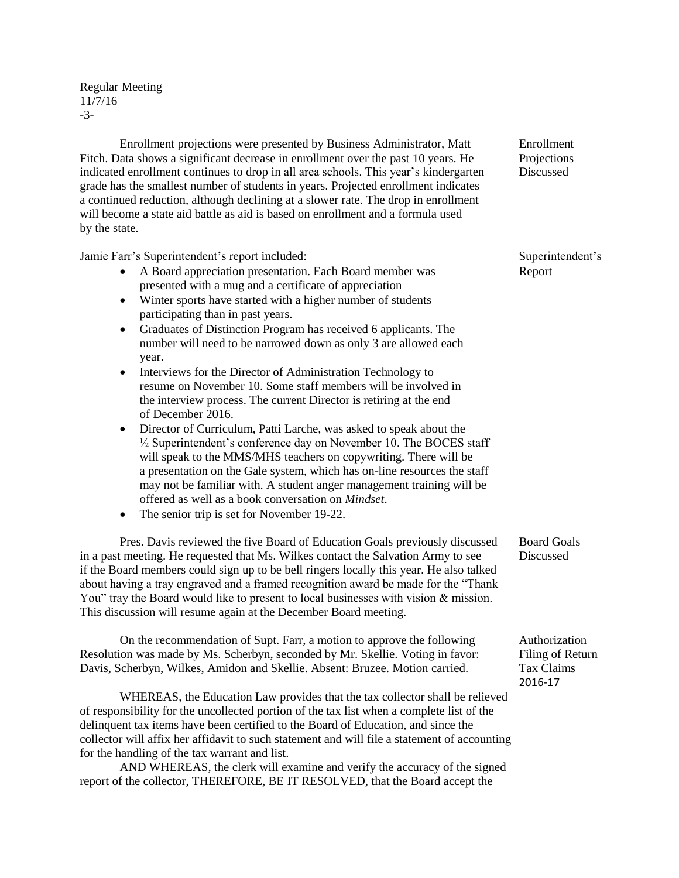Regular Meeting
11/7/16
-3-

**Enrollment Projections Discussed**

Enrollment projections were presented by Business Administrator, Matt Fitch. Data shows a significant decrease in enrollment over the past 10 years. He indicated enrollment continues to drop in all area schools. This year's kindergarten grade has the smallest number of students in years. Projected enrollment indicates a continued reduction, although declining at a slower rate. The drop in enrollment will become a state aid battle as aid is based on enrollment and a formula used by the state.

**Superintendent's Report**

Jamie Farr's Superintendent's report included:

- A Board appreciation presentation. Each Board member was presented with a mug and a certificate of appreciation
- Winter sports have started with a higher number of students participating than in past years.
- Graduates of Distinction Program has received 6 applicants. The number will need to be narrowed down as only 3 are allowed each year.
- Interviews for the Director of Administration Technology to resume on November 10. Some staff members will be involved in the interview process. The current Director is retiring at the end of December 2016.
- Director of Curriculum, Patti Larche, was asked to speak about the ½ Superintendent's conference day on November 10. The BOCES staff will speak to the MMS/MHS teachers on copywriting. There will be a presentation on the Gale system, which has on-line resources the staff may not be familiar with. A student anger management training will be offered as well as a book conversation on *Mindset*.
- The senior trip is set for November 19-22.

**Board Goals Discussed**

Pres. Davis reviewed the five Board of Education Goals previously discussed in a past meeting. He requested that Ms. Wilkes contact the Salvation Army to see if the Board members could sign up to be bell ringers locally this year. He also talked about having a tray engraved and a framed recognition award be made for the "Thank You" tray the Board would like to present to local businesses with vision & mission. This discussion will resume again at the December Board meeting.

**Authorization Filing of Return Tax Claims 2016-17**

On the recommendation of Supt. Farr, a motion to approve the following Resolution was made by Ms. Scherbyn, seconded by Mr. Skellie. Voting in favor: Davis, Scherbyn, Wilkes, Amidon and Skellie. Absent: Bruzee. Motion carried.

WHEREAS, the Education Law provides that the tax collector shall be relieved of responsibility for the uncollected portion of the tax list when a complete list of the delinquent tax items have been certified to the Board of Education, and since the collector will affix her affidavit to such statement and will file a statement of accounting for the handling of the tax warrant and list.

AND WHEREAS, the clerk will examine and verify the accuracy of the signed report of the collector, THEREFORE, BE IT RESOLVED, that the Board accept the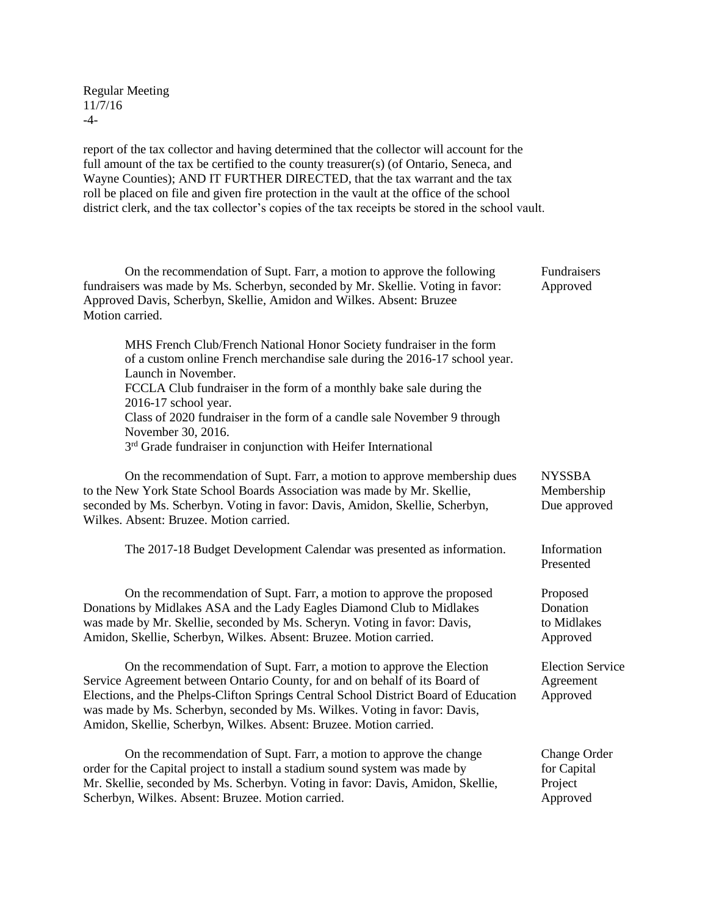report of the tax collector and having determined that the collector will account for the full amount of the tax be certified to the county treasurer(s) (of Ontario, Seneca, and Wayne Counties); AND IT FURTHER DIRECTED, that the tax warrant and the tax roll be placed on file and given fire protection in the vault at the office of the school district clerk, and the tax collector's copies of the tax receipts be stored in the school vault.

**Fundraisers Approved**

On the recommendation of Supt. Farr, a motion to approve the following fundraisers was made by Ms. Scherbyn, seconded by Mr. Skellie. Voting in favor: Approved Davis, Scherbyn, Skellie, Amidon and Wilkes. Absent: Bruzee Motion carried.

> MHS French Club/French National Honor Society fundraiser in the form of a custom online French merchandise sale during the 2016-17 school year. Launch in November.
> FCCLA Club fundraiser in the form of a monthly bake sale during the 2016-17 school year.
> Class of 2020 fundraiser in the form of a candle sale November 9 through November 30, 2016.
> 3rd Grade fundraiser in conjunction with Heifer International

**NYSSBA Membership Due approved**

On the recommendation of Supt. Farr, a motion to approve membership dues to the New York State School Boards Association was made by Mr. Skellie, seconded by Ms. Scherbyn. Voting in favor: Davis, Amidon, Skellie, Scherbyn, Wilkes. Absent: Bruzee. Motion carried.

**Information Presented**

The 2017-18 Budget Development Calendar was presented as information.

**Proposed Donation to Midlakes Approved**

On the recommendation of Supt. Farr, a motion to approve the proposed Donations by Midlakes ASA and the Lady Eagles Diamond Club to Midlakes was made by Mr. Skellie, seconded by Ms. Scheryn. Voting in favor: Davis, Amidon, Skellie, Scherbyn, Wilkes. Absent: Bruzee. Motion carried.

**Election Service Agreement Approved**

On the recommendation of Supt. Farr, a motion to approve the Election Service Agreement between Ontario County, for and on behalf of its Board of Elections, and the Phelps-Clifton Springs Central School District Board of Education was made by Ms. Scherbyn, seconded by Ms. Wilkes. Voting in favor: Davis, Amidon, Skellie, Scherbyn, Wilkes. Absent: Bruzee. Motion carried.

**Change Order for Capital Project Approved**

On the recommendation of Supt. Farr, a motion to approve the change order for the Capital project to install a stadium sound system was made by Mr. Skellie, seconded by Ms. Scherbyn. Voting in favor: Davis, Amidon, Skellie, Scherbyn, Wilkes. Absent: Bruzee. Motion carried.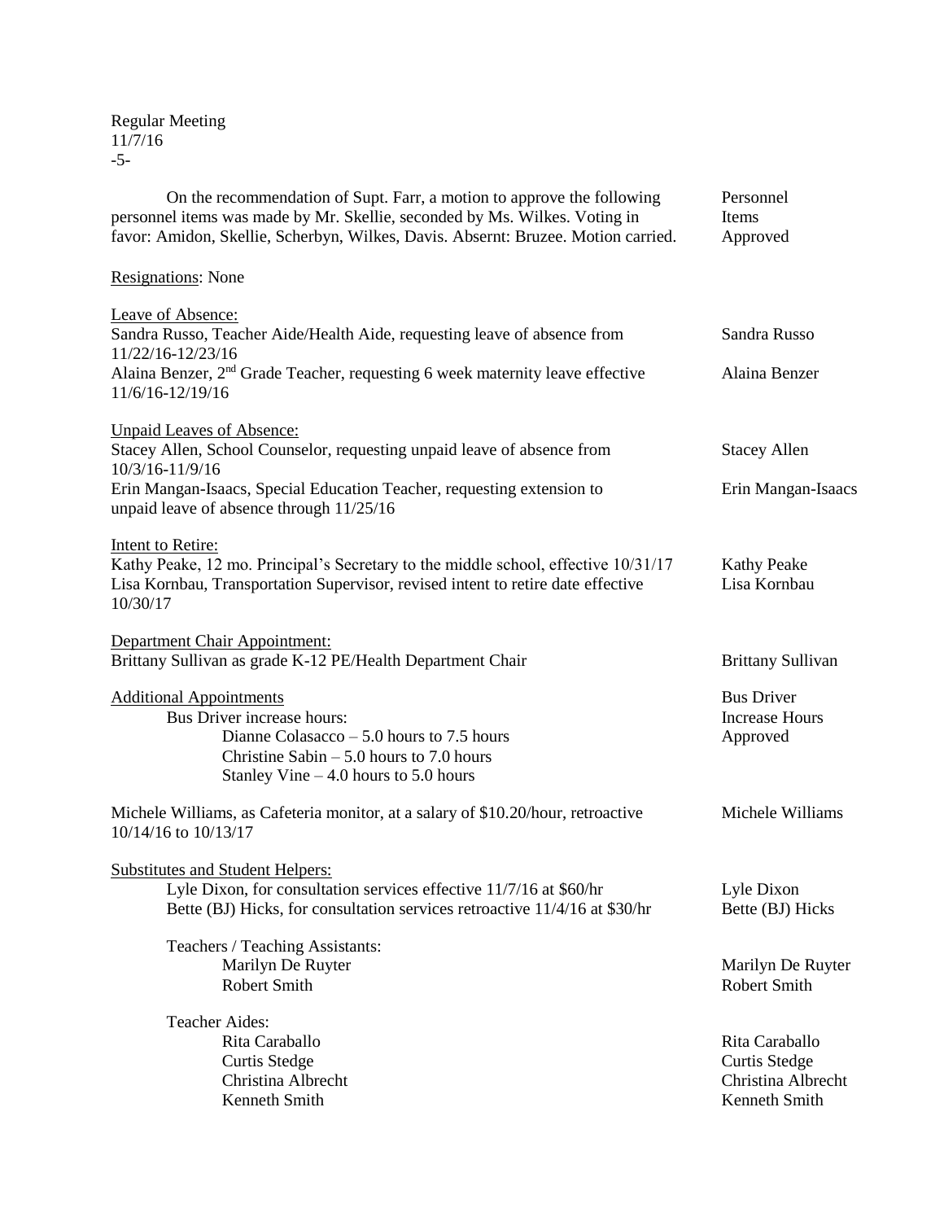Regular Meeting
11/7/16
-5-

On the recommendation of Supt. Farr, a motion to approve the following personnel items was made by Mr. Skellie, seconded by Ms. Wilkes. Voting in favor: Amidon, Skellie, Scherbyn, Wilkes, Davis. Absernt: Bruzee. Motion carried. — Personnel Items Approved

Resignations: None

Leave of Absence:

Sandra Russo, Teacher Aide/Health Aide, requesting leave of absence from 11/22/16-12/23/16 — Sandra Russo

Alaina Benzer, 2nd Grade Teacher, requesting 6 week maternity leave effective 11/6/16-12/19/16 — Alaina Benzer

Unpaid Leaves of Absence:

Stacey Allen, School Counselor, requesting unpaid leave of absence from 10/3/16-11/9/16 — Stacey Allen

Erin Mangan-Isaacs, Special Education Teacher, requesting extension to unpaid leave of absence through 11/25/16 — Erin Mangan-Isaacs

Intent to Retire:

Kathy Peake, 12 mo. Principal's Secretary to the middle school, effective 10/31/17 — Kathy Peake

Lisa Kornbau, Transportation Supervisor, revised intent to retire date effective 10/30/17 — Lisa Kornbau

Department Chair Appointment:

Brittany Sullivan as grade K-12 PE/Health Department Chair — Brittany Sullivan

Additional Appointments — Bus Driver Increase Hours Approved

Bus Driver increase hours:

- Dianne Colasacco – 5.0 hours to 7.5 hours
- Christine Sabin – 5.0 hours to 7.0 hours
- Stanley Vine – 4.0 hours to 5.0 hours

Michele Williams, as Cafeteria monitor, at a salary of $10.20/hour, retroactive 10/14/16 to 10/13/17 — Michele Williams

Substitutes and Student Helpers:

Lyle Dixon, for consultation services effective 11/7/16 at $60/hr — Lyle Dixon

Bette (BJ) Hicks, for consultation services retroactive 11/4/16 at $30/hr — Bette (BJ) Hicks

Teachers / Teaching Assistants:

- Marilyn De Ruyter — Marilyn De Ruyter
- Robert Smith — Robert Smith

Teacher Aides:

- Rita Caraballo — Rita Caraballo
- Curtis Stedge — Curtis Stedge
- Christina Albrecht — Christina Albrecht
- Kenneth Smith — Kenneth Smith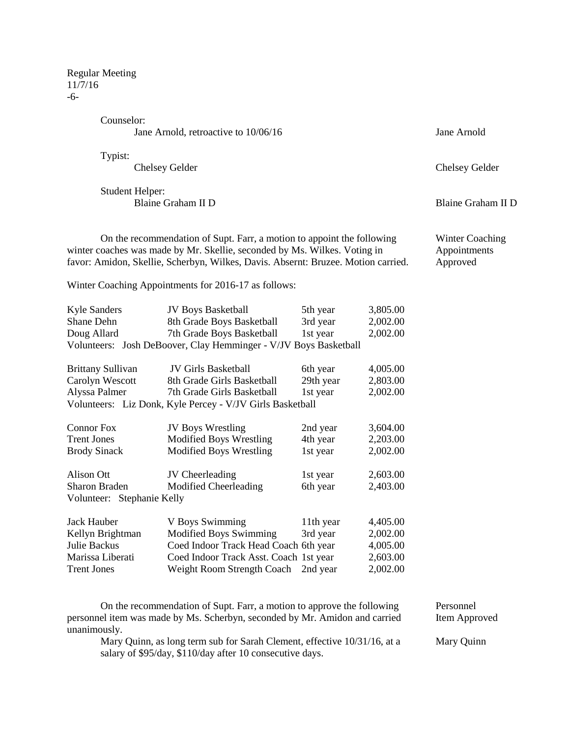Regular Meeting
11/7/16
-6-

Counselor:
Jane Arnold, retroactive to 10/06/16 — Jane Arnold

Typist:
Chelsey Gelder — Chelsey Gelder

Student Helper:
Blaine Graham II D — Blaine Graham II D

On the recommendation of Supt. Farr, a motion to appoint the following winter coaches was made by Mr. Skellie, seconded by Ms. Wilkes. Voting in favor: Amidon, Skellie, Scherbyn, Wilkes, Davis. Absernt: Bruzee. Motion carried. — **Winter Coaching Appointments Approved**

Winter Coaching Appointments for 2016-17 as follows:

| Name | Position | Year | Amount |
|---|---|---|---|
| Kyle Sanders | JV Boys Basketball | 5th year | 3,805.00 |
| Shane Dehn | 8th Grade Boys Basketball | 3rd year | 2,002.00 |
| Doug Allard | 7th Grade Boys Basketball | 1st year | 2,002.00 |
| Volunteers: Josh DeBoover, Clay Hemminger - V/JV Boys Basketball | | | |
| Brittany Sullivan | JV Girls Basketball | 6th year | 4,005.00 |
| Carolyn Wescott | 8th Grade Girls Basketball | 29th year | 2,803.00 |
| Alyssa Palmer | 7th Grade Girls Basketball | 1st year | 2,002.00 |
| Volunteers: Liz Donk, Kyle Percey - V/JV Girls Basketball | | | |
| Connor Fox | JV Boys Wrestling | 2nd year | 3,604.00 |
| Trent Jones | Modified Boys Wrestling | 4th year | 2,203.00 |
| Brody Sinack | Modified Boys Wrestling | 1st year | 2,002.00 |
| Alison Ott | JV Cheerleading | 1st year | 2,603.00 |
| Sharon Braden | Modified Cheerleading | 6th year | 2,403.00 |
| Volunteer: Stephanie Kelly | | | |
| Jack Hauber | V Boys Swimming | 11th year | 4,405.00 |
| Kellyn Brightman | Modified Boys Swimming | 3rd year | 2,002.00 |
| Julie Backus | Coed Indoor Track Head Coach | 6th year | 4,005.00 |
| Marissa Liberati | Coed Indoor Track Asst. Coach | 1st year | 2,603.00 |
| Trent Jones | Weight Room Strength Coach | 2nd year | 2,002.00 |

On the recommendation of Supt. Farr, a motion to approve the following personnel item was made by Ms. Scherbyn, seconded by Mr. Amidon and carried unanimously. — **Personnel Item Approved**

Mary Quinn, as long term sub for Sarah Clement, effective 10/31/16, at a salary of $95/day, $110/day after 10 consecutive days. — Mary Quinn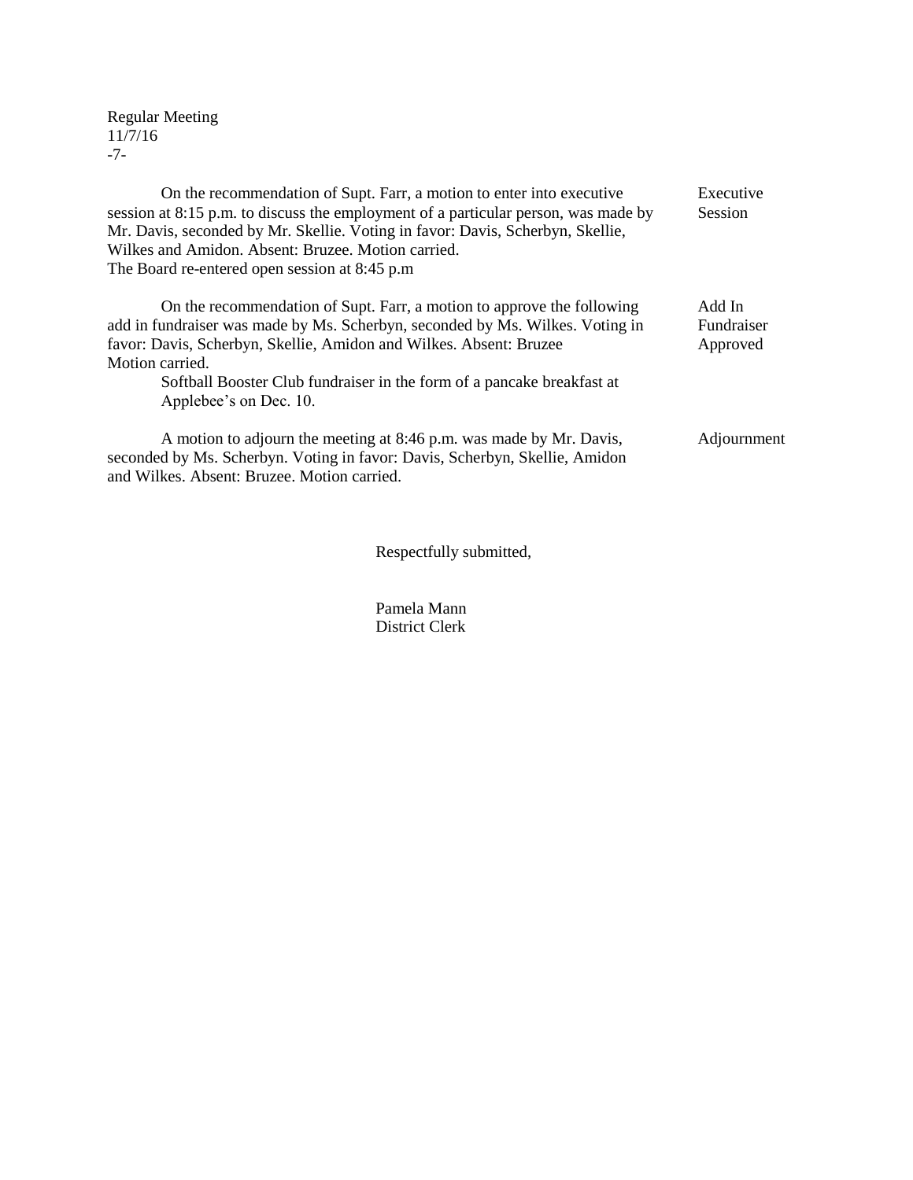Regular Meeting
11/7/16

On the recommendation of Supt. Farr, a motion to enter into executive session at 8:15 p.m. to discuss the employment of a particular person, was made by Mr. Davis, seconded by Mr. Skellie. Voting in favor: Davis, Scherbyn, Skellie, Wilkes and Amidon. Absent: Bruzee. Motion carried.
The Board re-entered open session at 8:45 p.m

**Executive Session**

On the recommendation of Supt. Farr, a motion to approve the following add in fundraiser was made by Ms. Scherbyn, seconded by Ms. Wilkes. Voting in favor: Davis, Scherbyn, Skellie, Amidon and Wilkes. Absent: Bruzee
Motion carried.

Softball Booster Club fundraiser in the form of a pancake breakfast at Applebee's on Dec. 10.

**Add In Fundraiser Approved**

A motion to adjourn the meeting at 8:46 p.m. was made by Mr. Davis, seconded by Ms. Scherbyn. Voting in favor: Davis, Scherbyn, Skellie, Amidon and Wilkes. Absent: Bruzee. Motion carried.

**Adjournment**

Respectfully submitted,

Pamela Mann
District Clerk